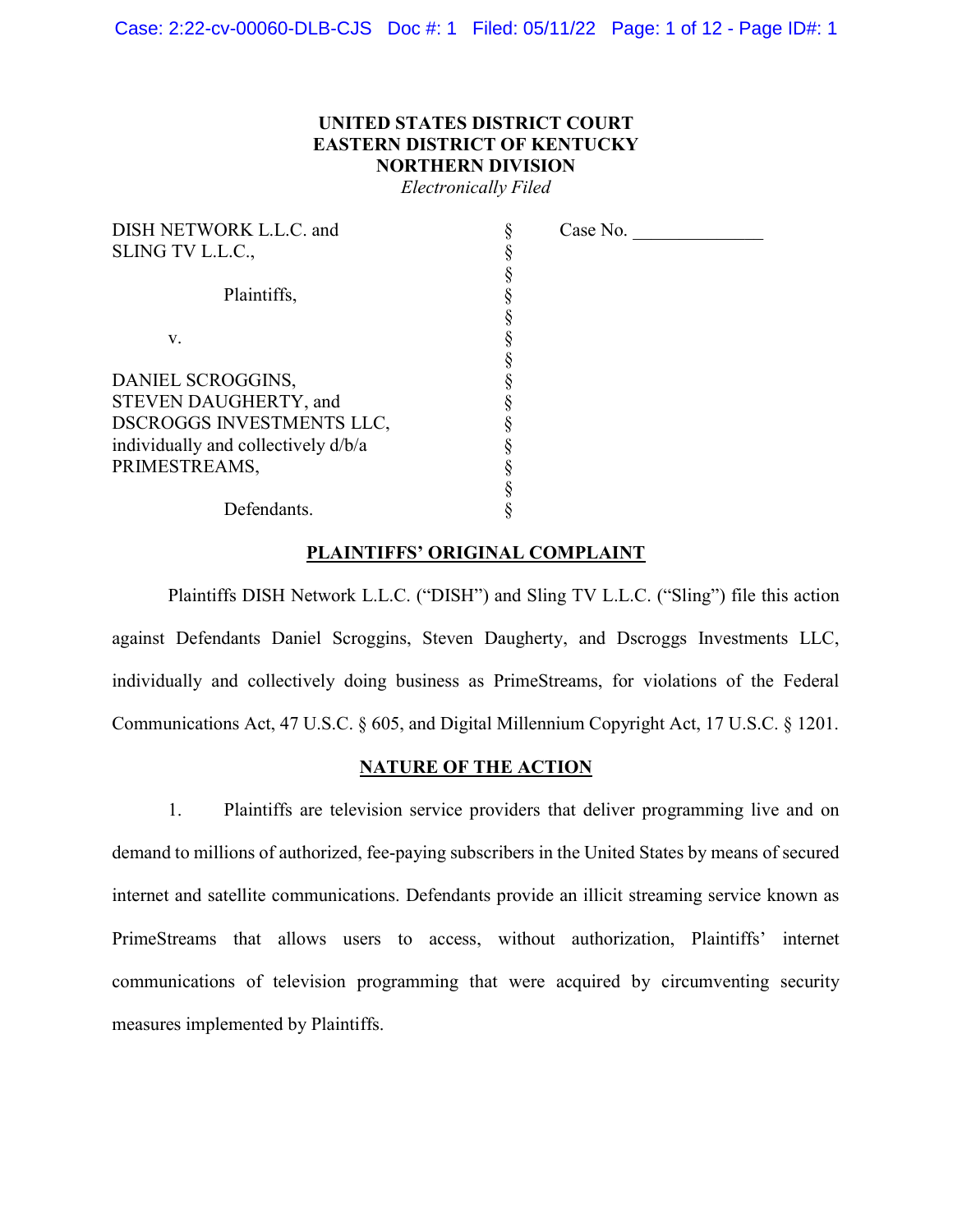**UNITED STATES DISTRICT COURT**
**EASTERN DISTRICT OF KENTUCKY**
**NORTHERN DIVISION**
*Electronically Filed*

| | | |
|---|---|---|
| DISH NETWORK L.L.C. and SLING TV L.L.C., | § | Case No. ______________ |
| | § | |
| Plaintiffs, | § | |
| | § | |
| v. | § | |
| | § | |
| DANIEL SCROGGINS, STEVEN DAUGHERTY, and DSCROGGS INVESTMENTS LLC, individually and collectively d/b/a PRIMESTREAMS, | § | |
| | § | |
| Defendants. | § | |

## PLAINTIFFS' ORIGINAL COMPLAINT

Plaintiffs DISH Network L.L.C. ("DISH") and Sling TV L.L.C. ("Sling") file this action against Defendants Daniel Scroggins, Steven Daugherty, and Dscroggs Investments LLC, individually and collectively doing business as PrimeStreams, for violations of the Federal Communications Act, 47 U.S.C. § 605, and Digital Millennium Copyright Act, 17 U.S.C. § 1201.

## NATURE OF THE ACTION

1. Plaintiffs are television service providers that deliver programming live and on demand to millions of authorized, fee-paying subscribers in the United States by means of secured internet and satellite communications. Defendants provide an illicit streaming service known as PrimeStreams that allows users to access, without authorization, Plaintiffs' internet communications of television programming that were acquired by circumventing security measures implemented by Plaintiffs.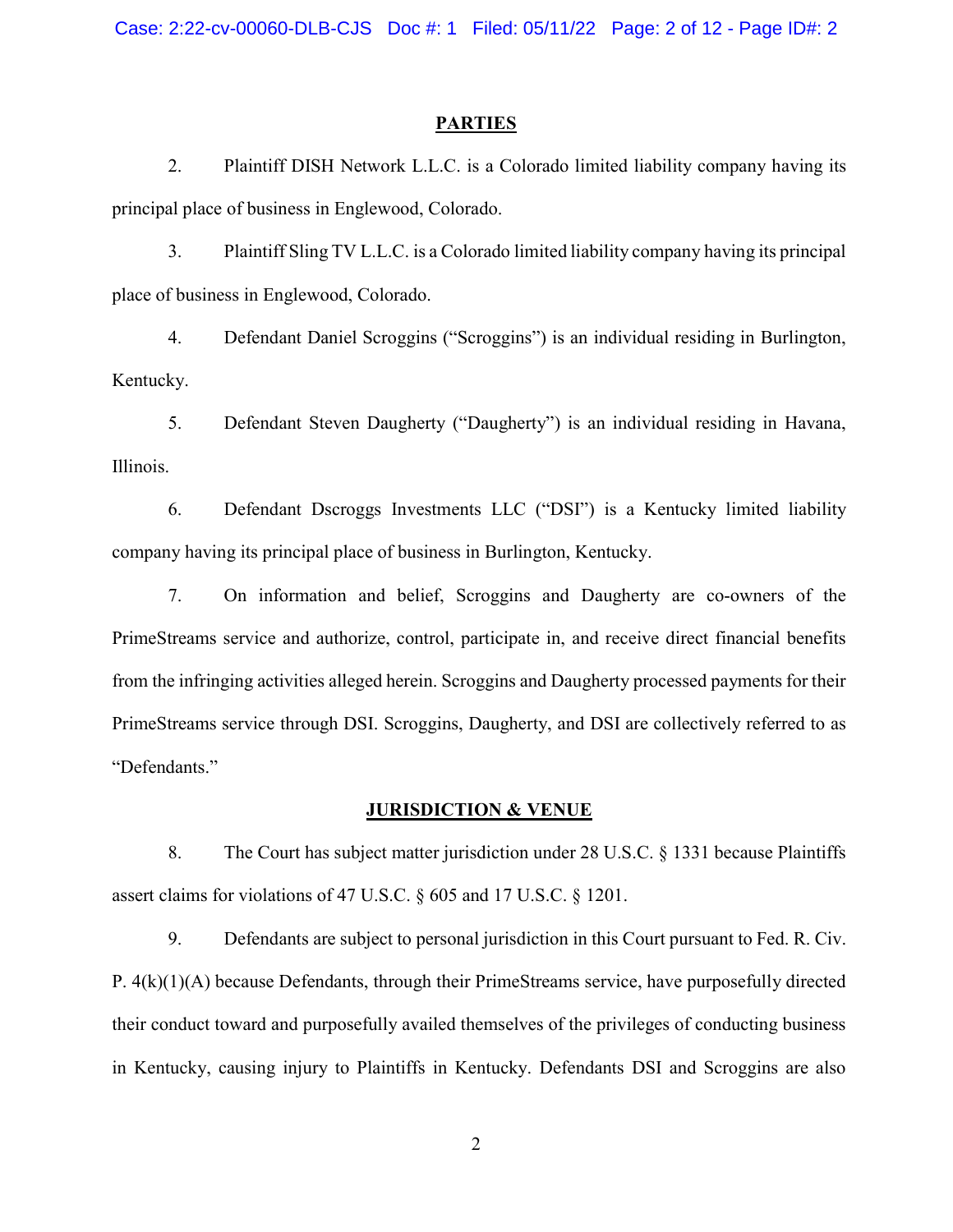## PARTIES

2. Plaintiff DISH Network L.L.C. is a Colorado limited liability company having its principal place of business in Englewood, Colorado.

3. Plaintiff Sling TV L.L.C. is a Colorado limited liability company having its principal place of business in Englewood, Colorado.

4. Defendant Daniel Scroggins ("Scroggins") is an individual residing in Burlington, Kentucky.

5. Defendant Steven Daugherty ("Daugherty") is an individual residing in Havana, Illinois.

6. Defendant Dscroggs Investments LLC ("DSI") is a Kentucky limited liability company having its principal place of business in Burlington, Kentucky.

7. On information and belief, Scroggins and Daugherty are co-owners of the PrimeStreams service and authorize, control, participate in, and receive direct financial benefits from the infringing activities alleged herein. Scroggins and Daugherty processed payments for their PrimeStreams service through DSI. Scroggins, Daugherty, and DSI are collectively referred to as "Defendants."

## JURISDICTION & VENUE

8. The Court has subject matter jurisdiction under 28 U.S.C. § 1331 because Plaintiffs assert claims for violations of 47 U.S.C. § 605 and 17 U.S.C. § 1201.

9. Defendants are subject to personal jurisdiction in this Court pursuant to Fed. R. Civ. P. 4(k)(1)(A) because Defendants, through their PrimeStreams service, have purposefully directed their conduct toward and purposefully availed themselves of the privileges of conducting business in Kentucky, causing injury to Plaintiffs in Kentucky. Defendants DSI and Scroggins are also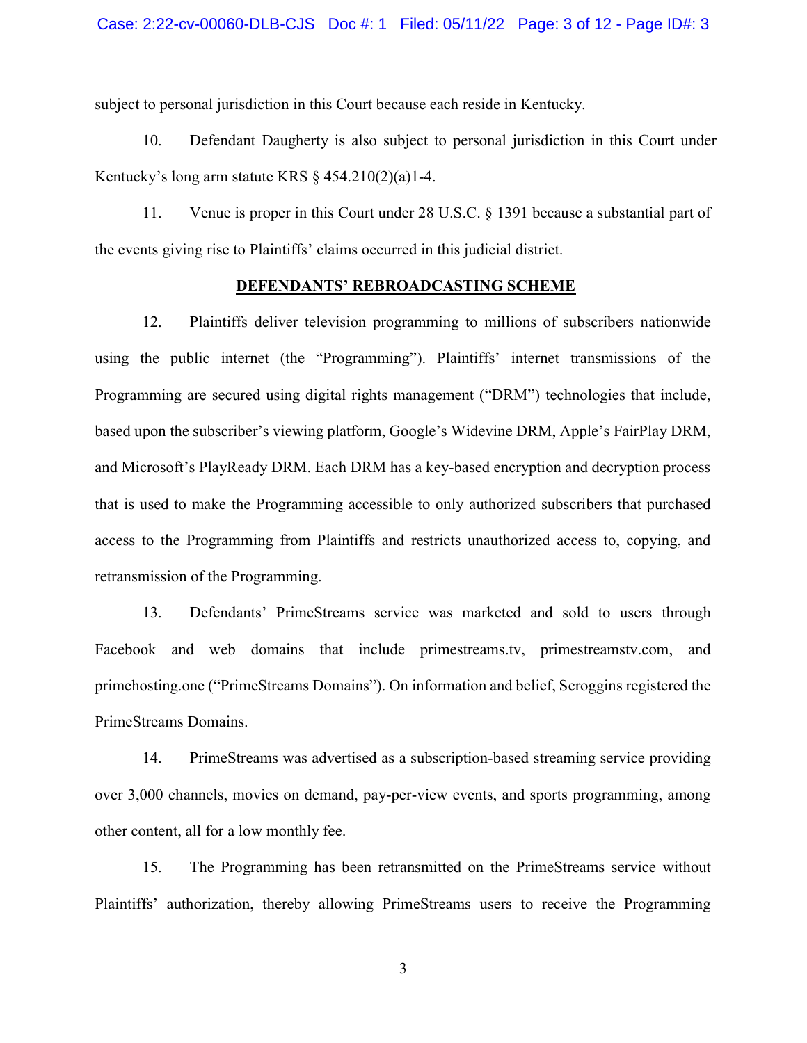subject to personal jurisdiction in this Court because each reside in Kentucky.

10. Defendant Daugherty is also subject to personal jurisdiction in this Court under Kentucky's long arm statute KRS § 454.210(2)(a)1-4.

11. Venue is proper in this Court under 28 U.S.C. § 1391 because a substantial part of the events giving rise to Plaintiffs' claims occurred in this judicial district.

## DEFENDANTS' REBROADCASTING SCHEME

12. Plaintiffs deliver television programming to millions of subscribers nationwide using the public internet (the "Programming"). Plaintiffs' internet transmissions of the Programming are secured using digital rights management ("DRM") technologies that include, based upon the subscriber's viewing platform, Google's Widevine DRM, Apple's FairPlay DRM, and Microsoft's PlayReady DRM. Each DRM has a key-based encryption and decryption process that is used to make the Programming accessible to only authorized subscribers that purchased access to the Programming from Plaintiffs and restricts unauthorized access to, copying, and retransmission of the Programming.

13. Defendants' PrimeStreams service was marketed and sold to users through Facebook and web domains that include primestreams.tv, primestreamstv.com, and primehosting.one ("PrimeStreams Domains"). On information and belief, Scroggins registered the PrimeStreams Domains.

14. PrimeStreams was advertised as a subscription-based streaming service providing over 3,000 channels, movies on demand, pay-per-view events, and sports programming, among other content, all for a low monthly fee.

15. The Programming has been retransmitted on the PrimeStreams service without Plaintiffs' authorization, thereby allowing PrimeStreams users to receive the Programming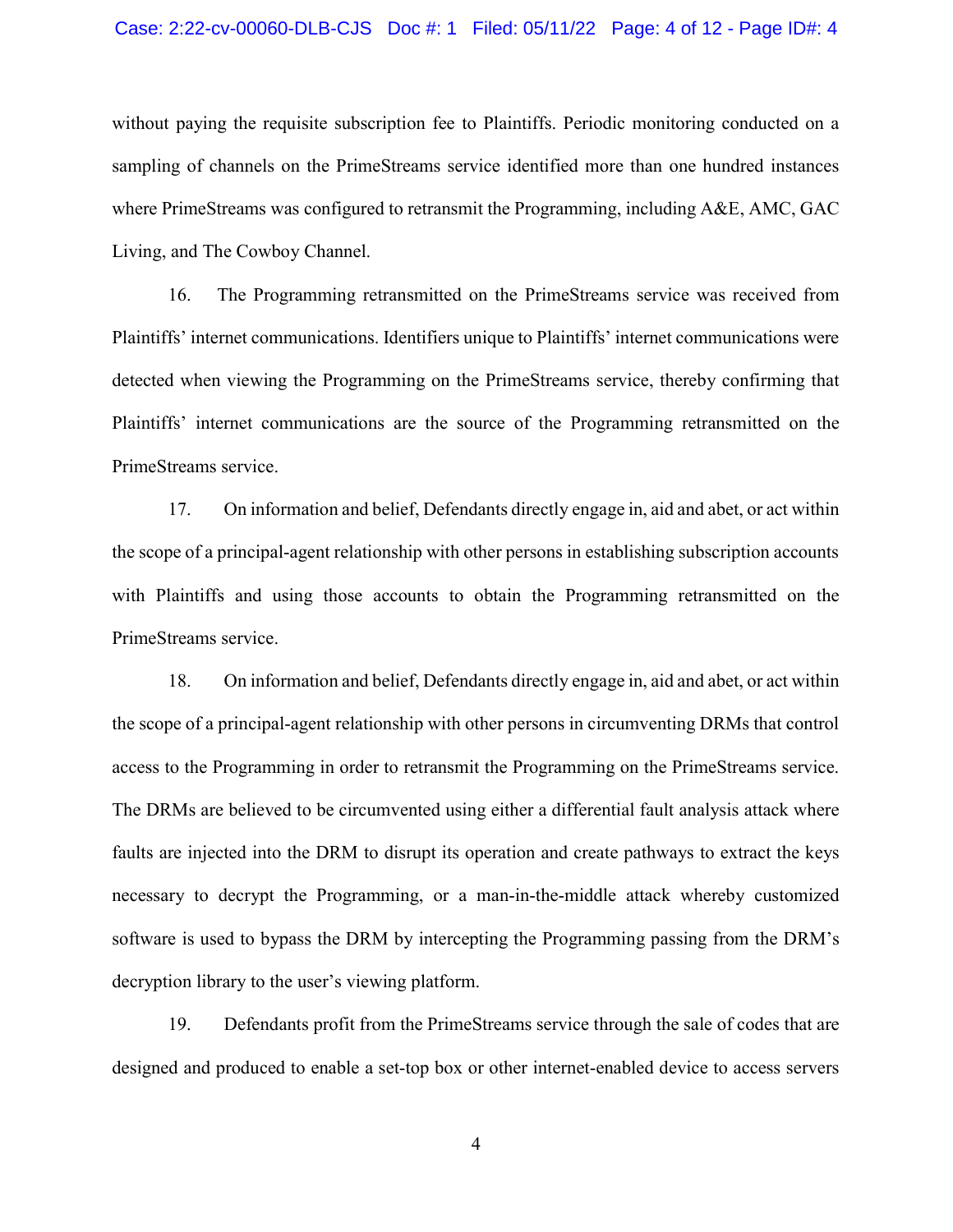without paying the requisite subscription fee to Plaintiffs. Periodic monitoring conducted on a sampling of channels on the PrimeStreams service identified more than one hundred instances where PrimeStreams was configured to retransmit the Programming, including A&E, AMC, GAC Living, and The Cowboy Channel.

16. The Programming retransmitted on the PrimeStreams service was received from Plaintiffs' internet communications. Identifiers unique to Plaintiffs' internet communications were detected when viewing the Programming on the PrimeStreams service, thereby confirming that Plaintiffs' internet communications are the source of the Programming retransmitted on the PrimeStreams service.

17. On information and belief, Defendants directly engage in, aid and abet, or act within the scope of a principal-agent relationship with other persons in establishing subscription accounts with Plaintiffs and using those accounts to obtain the Programming retransmitted on the PrimeStreams service.

18. On information and belief, Defendants directly engage in, aid and abet, or act within the scope of a principal-agent relationship with other persons in circumventing DRMs that control access to the Programming in order to retransmit the Programming on the PrimeStreams service. The DRMs are believed to be circumvented using either a differential fault analysis attack where faults are injected into the DRM to disrupt its operation and create pathways to extract the keys necessary to decrypt the Programming, or a man-in-the-middle attack whereby customized software is used to bypass the DRM by intercepting the Programming passing from the DRM's decryption library to the user's viewing platform.

19. Defendants profit from the PrimeStreams service through the sale of codes that are designed and produced to enable a set-top box or other internet-enabled device to access servers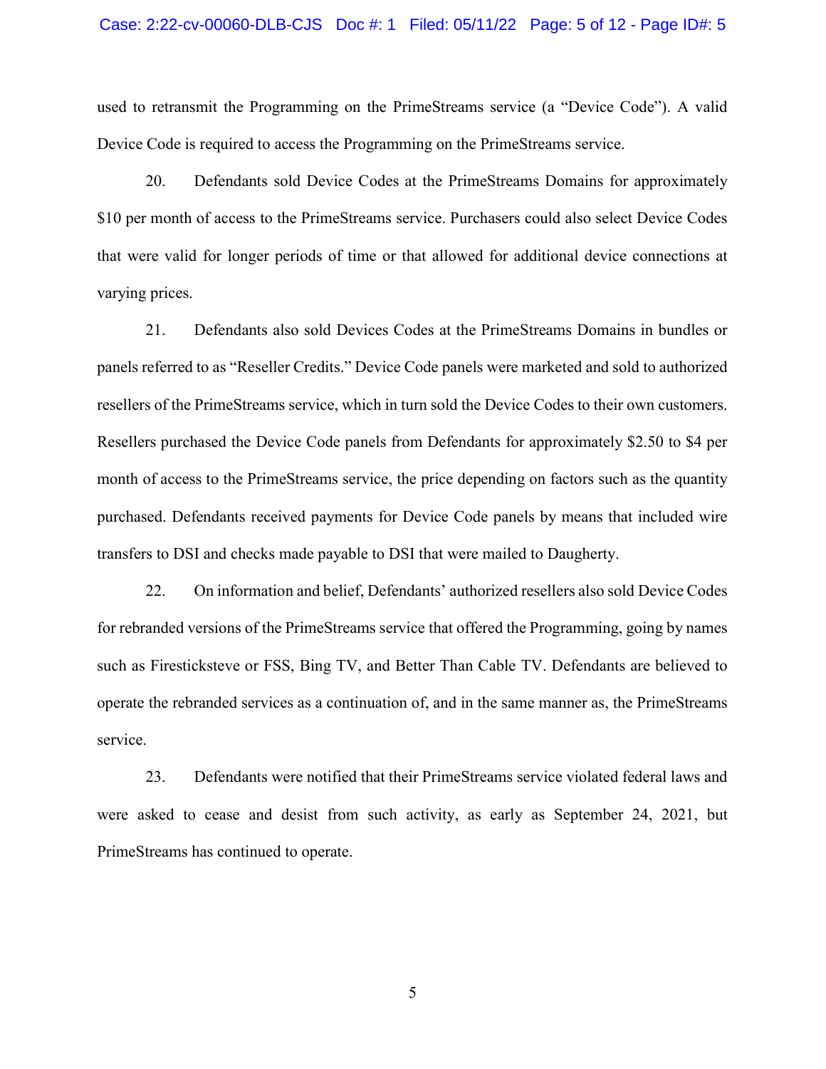used to retransmit the Programming on the PrimeStreams service (a "Device Code"). A valid Device Code is required to access the Programming on the PrimeStreams service.

20. Defendants sold Device Codes at the PrimeStreams Domains for approximately $10 per month of access to the PrimeStreams service. Purchasers could also select Device Codes that were valid for longer periods of time or that allowed for additional device connections at varying prices.

21. Defendants also sold Devices Codes at the PrimeStreams Domains in bundles or panels referred to as "Reseller Credits." Device Code panels were marketed and sold to authorized resellers of the PrimeStreams service, which in turn sold the Device Codes to their own customers. Resellers purchased the Device Code panels from Defendants for approximately $2.50 to $4 per month of access to the PrimeStreams service, the price depending on factors such as the quantity purchased. Defendants received payments for Device Code panels by means that included wire transfers to DSI and checks made payable to DSI that were mailed to Daugherty.

22. On information and belief, Defendants' authorized resellers also sold Device Codes for rebranded versions of the PrimeStreams service that offered the Programming, going by names such as Firesticksteve or FSS, Bing TV, and Better Than Cable TV. Defendants are believed to operate the rebranded services as a continuation of, and in the same manner as, the PrimeStreams service.

23. Defendants were notified that their PrimeStreams service violated federal laws and were asked to cease and desist from such activity, as early as September 24, 2021, but PrimeStreams has continued to operate.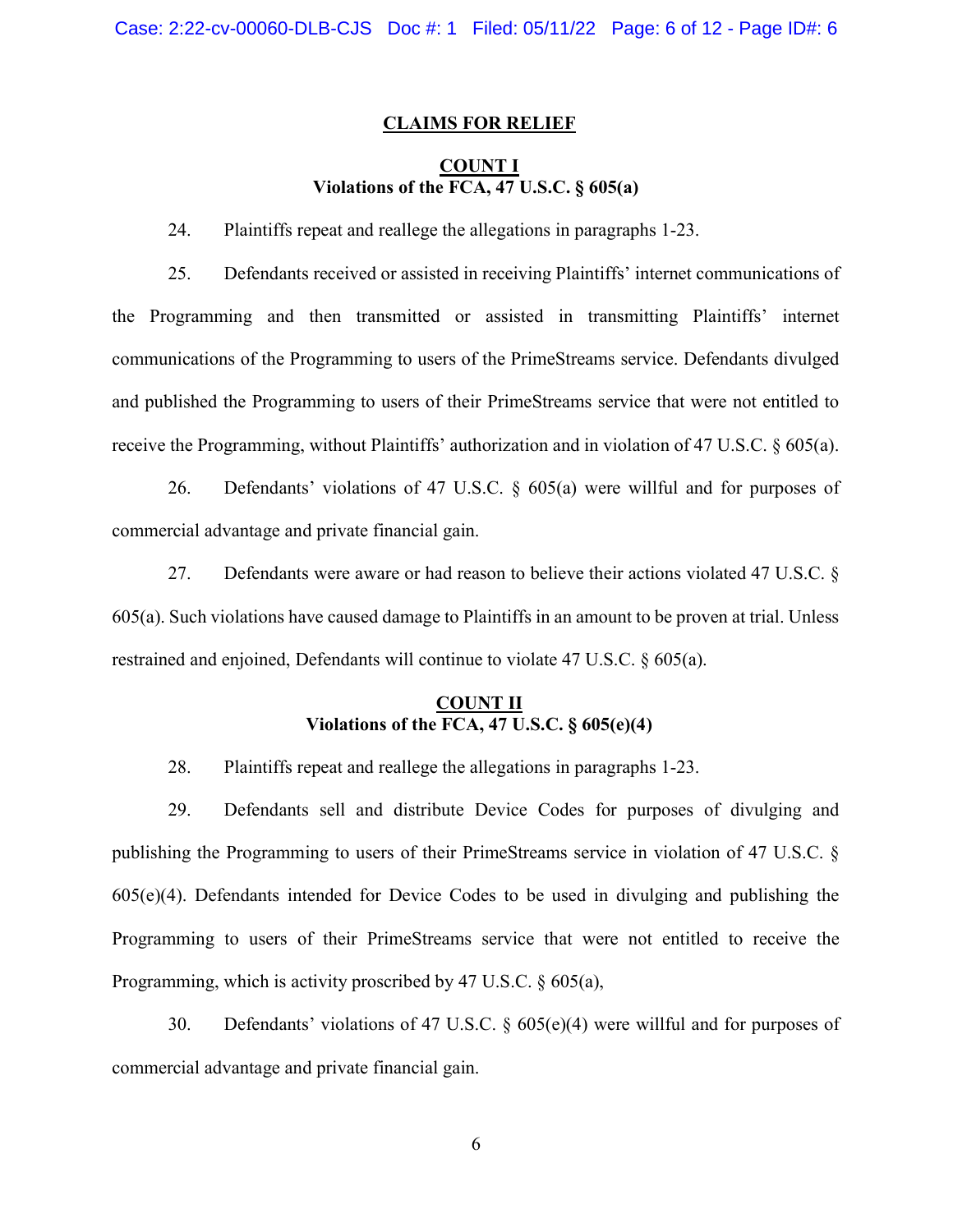## CLAIMS FOR RELIEF

### COUNT I
### Violations of the FCA, 47 U.S.C. § 605(a)

24. Plaintiffs repeat and reallege the allegations in paragraphs 1-23.

25. Defendants received or assisted in receiving Plaintiffs' internet communications of the Programming and then transmitted or assisted in transmitting Plaintiffs' internet communications of the Programming to users of the PrimeStreams service. Defendants divulged and published the Programming to users of their PrimeStreams service that were not entitled to receive the Programming, without Plaintiffs' authorization and in violation of 47 U.S.C. § 605(a).

26. Defendants' violations of 47 U.S.C. § 605(a) were willful and for purposes of commercial advantage and private financial gain.

27. Defendants were aware or had reason to believe their actions violated 47 U.S.C. § 605(a). Such violations have caused damage to Plaintiffs in an amount to be proven at trial. Unless restrained and enjoined, Defendants will continue to violate 47 U.S.C. § 605(a).

### COUNT II
### Violations of the FCA, 47 U.S.C. § 605(e)(4)

28. Plaintiffs repeat and reallege the allegations in paragraphs 1-23.

29. Defendants sell and distribute Device Codes for purposes of divulging and publishing the Programming to users of their PrimeStreams service in violation of 47 U.S.C. § 605(e)(4). Defendants intended for Device Codes to be used in divulging and publishing the Programming to users of their PrimeStreams service that were not entitled to receive the Programming, which is activity proscribed by 47 U.S.C. § 605(a),

30. Defendants' violations of 47 U.S.C. § 605(e)(4) were willful and for purposes of commercial advantage and private financial gain.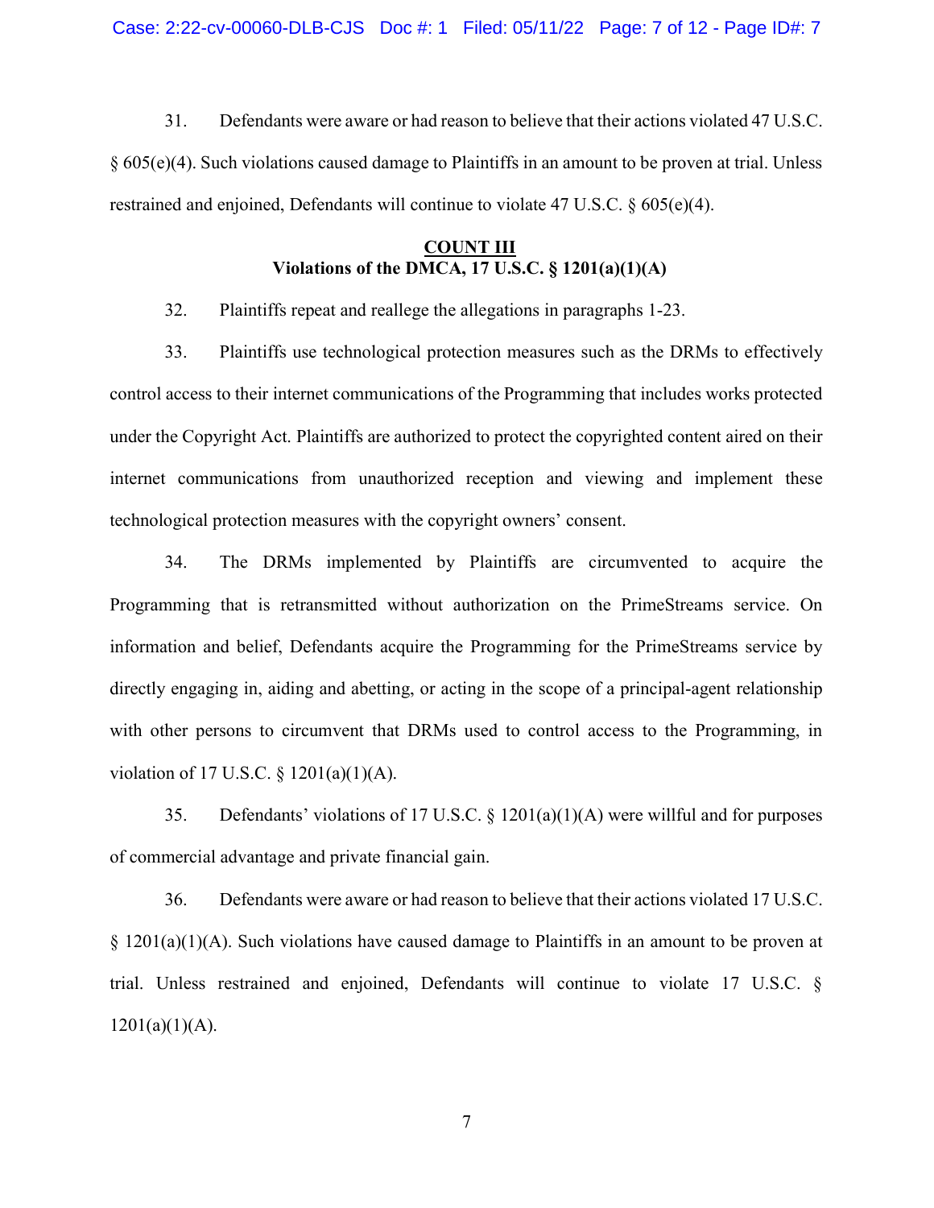31. Defendants were aware or had reason to believe that their actions violated 47 U.S.C. § 605(e)(4). Such violations caused damage to Plaintiffs in an amount to be proven at trial. Unless restrained and enjoined, Defendants will continue to violate 47 U.S.C. § 605(e)(4).

**COUNT III**
**Violations of the DMCA, 17 U.S.C. § 1201(a)(1)(A)**

32. Plaintiffs repeat and reallege the allegations in paragraphs 1-23.

33. Plaintiffs use technological protection measures such as the DRMs to effectively control access to their internet communications of the Programming that includes works protected under the Copyright Act. Plaintiffs are authorized to protect the copyrighted content aired on their internet communications from unauthorized reception and viewing and implement these technological protection measures with the copyright owners' consent.

34. The DRMs implemented by Plaintiffs are circumvented to acquire the Programming that is retransmitted without authorization on the PrimeStreams service. On information and belief, Defendants acquire the Programming for the PrimeStreams service by directly engaging in, aiding and abetting, or acting in the scope of a principal-agent relationship with other persons to circumvent that DRMs used to control access to the Programming, in violation of 17 U.S.C. § 1201(a)(1)(A).

35. Defendants' violations of 17 U.S.C. § 1201(a)(1)(A) were willful and for purposes of commercial advantage and private financial gain.

36. Defendants were aware or had reason to believe that their actions violated 17 U.S.C. § 1201(a)(1)(A). Such violations have caused damage to Plaintiffs in an amount to be proven at trial. Unless restrained and enjoined, Defendants will continue to violate 17 U.S.C. § 1201(a)(1)(A).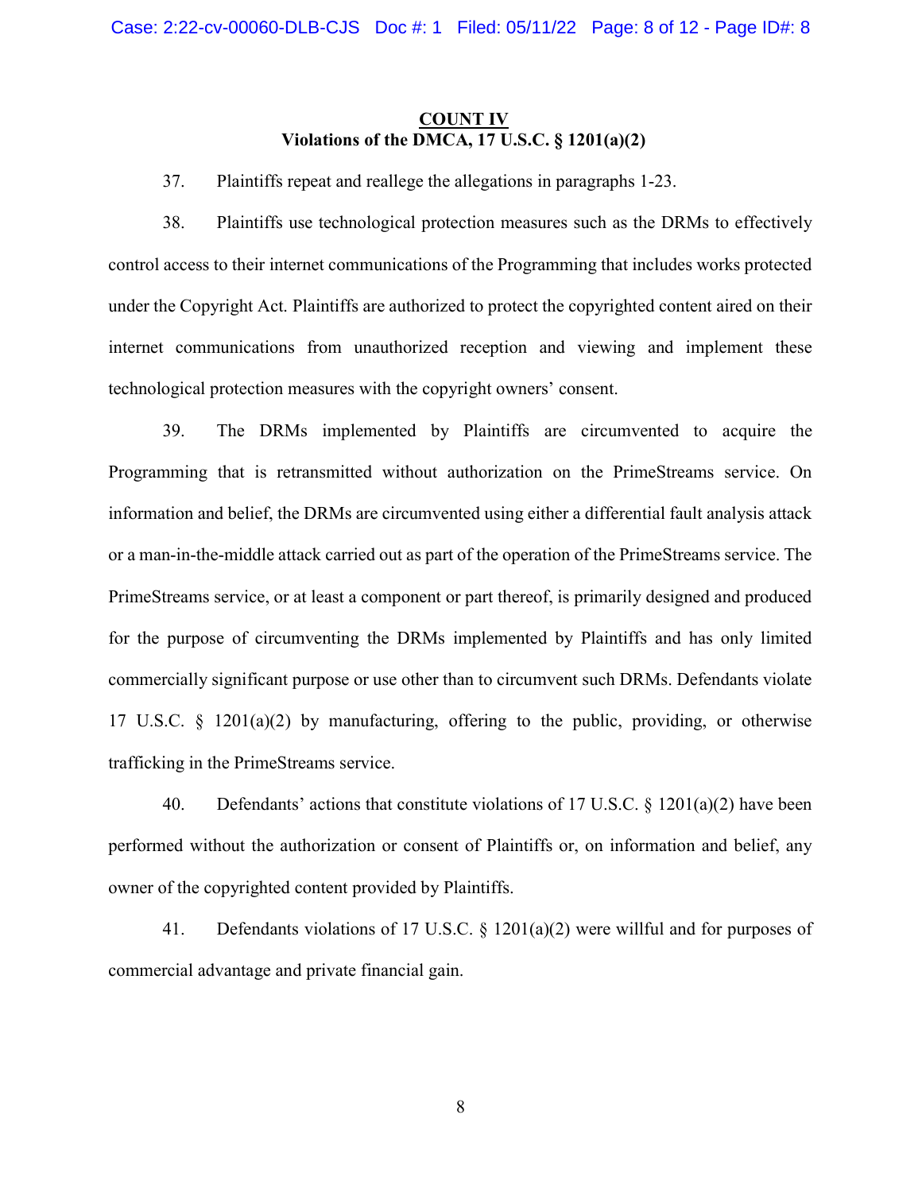**COUNT IV**
**Violations of the DMCA, 17 U.S.C. § 1201(a)(2)**

37. Plaintiffs repeat and reallege the allegations in paragraphs 1-23.

38. Plaintiffs use technological protection measures such as the DRMs to effectively control access to their internet communications of the Programming that includes works protected under the Copyright Act. Plaintiffs are authorized to protect the copyrighted content aired on their internet communications from unauthorized reception and viewing and implement these technological protection measures with the copyright owners' consent.

39. The DRMs implemented by Plaintiffs are circumvented to acquire the Programming that is retransmitted without authorization on the PrimeStreams service. On information and belief, the DRMs are circumvented using either a differential fault analysis attack or a man-in-the-middle attack carried out as part of the operation of the PrimeStreams service. The PrimeStreams service, or at least a component or part thereof, is primarily designed and produced for the purpose of circumventing the DRMs implemented by Plaintiffs and has only limited commercially significant purpose or use other than to circumvent such DRMs. Defendants violate 17 U.S.C. § 1201(a)(2) by manufacturing, offering to the public, providing, or otherwise trafficking in the PrimeStreams service.

40. Defendants' actions that constitute violations of 17 U.S.C. § 1201(a)(2) have been performed without the authorization or consent of Plaintiffs or, on information and belief, any owner of the copyrighted content provided by Plaintiffs.

41. Defendants violations of 17 U.S.C. § 1201(a)(2) were willful and for purposes of commercial advantage and private financial gain.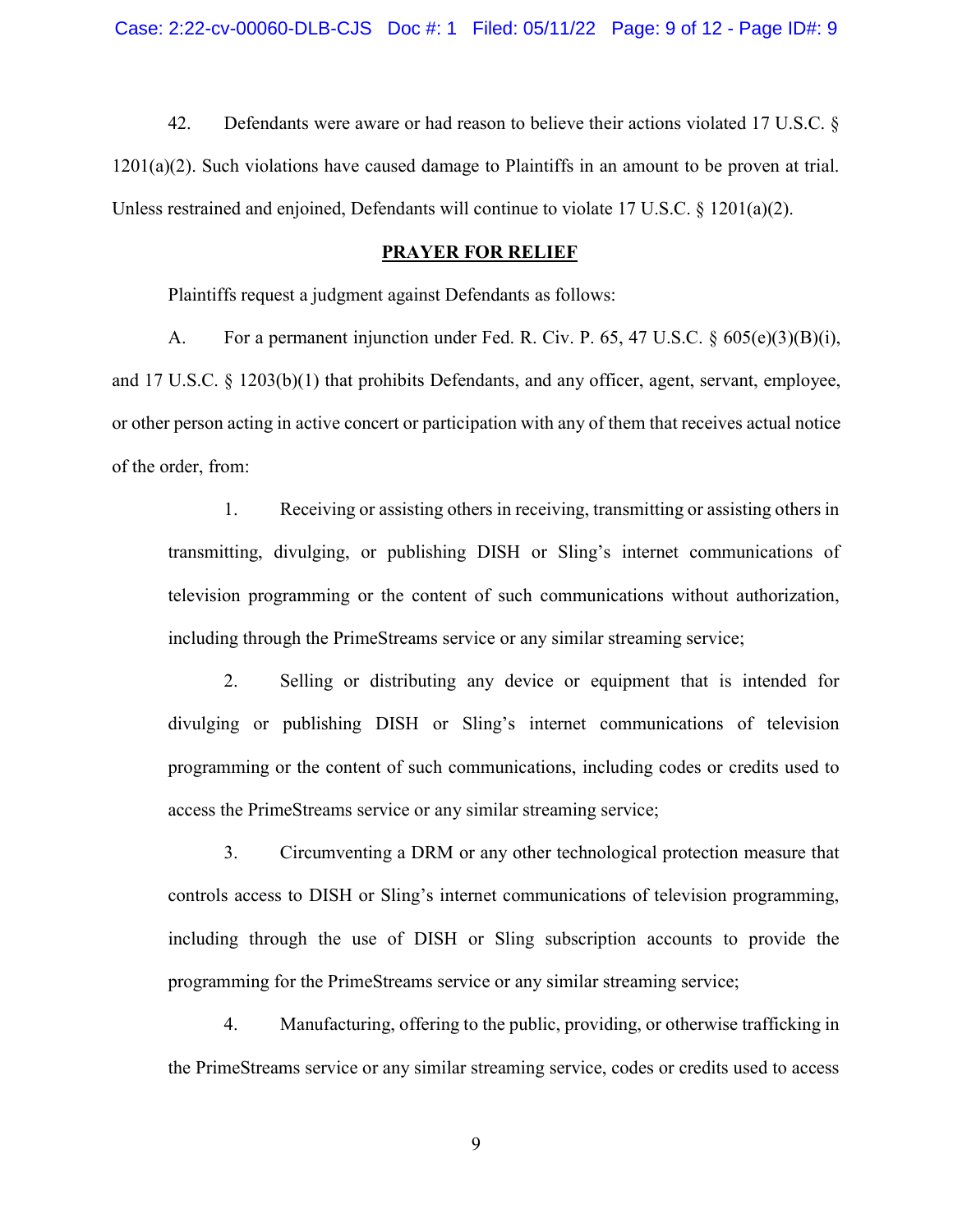42. Defendants were aware or had reason to believe their actions violated 17 U.S.C. § 1201(a)(2). Such violations have caused damage to Plaintiffs in an amount to be proven at trial. Unless restrained and enjoined, Defendants will continue to violate 17 U.S.C. § 1201(a)(2).

## **PRAYER FOR RELIEF**

Plaintiffs request a judgment against Defendants as follows:

A. For a permanent injunction under Fed. R. Civ. P. 65, 47 U.S.C. § 605(e)(3)(B)(i), and 17 U.S.C. § 1203(b)(1) that prohibits Defendants, and any officer, agent, servant, employee, or other person acting in active concert or participation with any of them that receives actual notice of the order, from:

> 1. Receiving or assisting others in receiving, transmitting or assisting others in transmitting, divulging, or publishing DISH or Sling's internet communications of television programming or the content of such communications without authorization, including through the PrimeStreams service or any similar streaming service;
>
> 2. Selling or distributing any device or equipment that is intended for divulging or publishing DISH or Sling's internet communications of television programming or the content of such communications, including codes or credits used to access the PrimeStreams service or any similar streaming service;
>
> 3. Circumventing a DRM or any other technological protection measure that controls access to DISH or Sling's internet communications of television programming, including through the use of DISH or Sling subscription accounts to provide the programming for the PrimeStreams service or any similar streaming service;
>
> 4. Manufacturing, offering to the public, providing, or otherwise trafficking in the PrimeStreams service or any similar streaming service, codes or credits used to access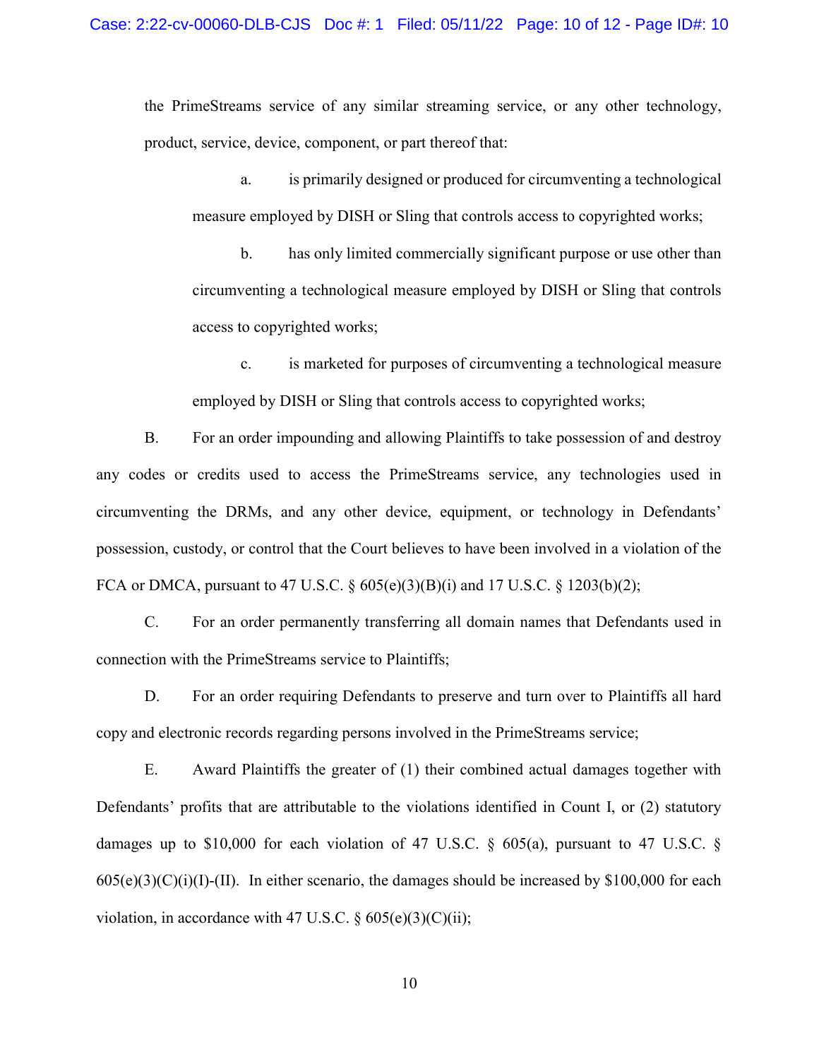the PrimeStreams service of any similar streaming service, or any other technology, product, service, device, component, or part thereof that:

a. is primarily designed or produced for circumventing a technological measure employed by DISH or Sling that controls access to copyrighted works;

b. has only limited commercially significant purpose or use other than circumventing a technological measure employed by DISH or Sling that controls access to copyrighted works;

c. is marketed for purposes of circumventing a technological measure employed by DISH or Sling that controls access to copyrighted works;

B. For an order impounding and allowing Plaintiffs to take possession of and destroy any codes or credits used to access the PrimeStreams service, any technologies used in circumventing the DRMs, and any other device, equipment, or technology in Defendants' possession, custody, or control that the Court believes to have been involved in a violation of the FCA or DMCA, pursuant to 47 U.S.C. § 605(e)(3)(B)(i) and 17 U.S.C. § 1203(b)(2);

C. For an order permanently transferring all domain names that Defendants used in connection with the PrimeStreams service to Plaintiffs;

D. For an order requiring Defendants to preserve and turn over to Plaintiffs all hard copy and electronic records regarding persons involved in the PrimeStreams service;

E. Award Plaintiffs the greater of (1) their combined actual damages together with Defendants' profits that are attributable to the violations identified in Count I, or (2) statutory damages up to $10,000 for each violation of 47 U.S.C. § 605(a), pursuant to 47 U.S.C. § 605(e)(3)(C)(i)(I)-(II). In either scenario, the damages should be increased by $100,000 for each violation, in accordance with 47 U.S.C. § 605(e)(3)(C)(ii);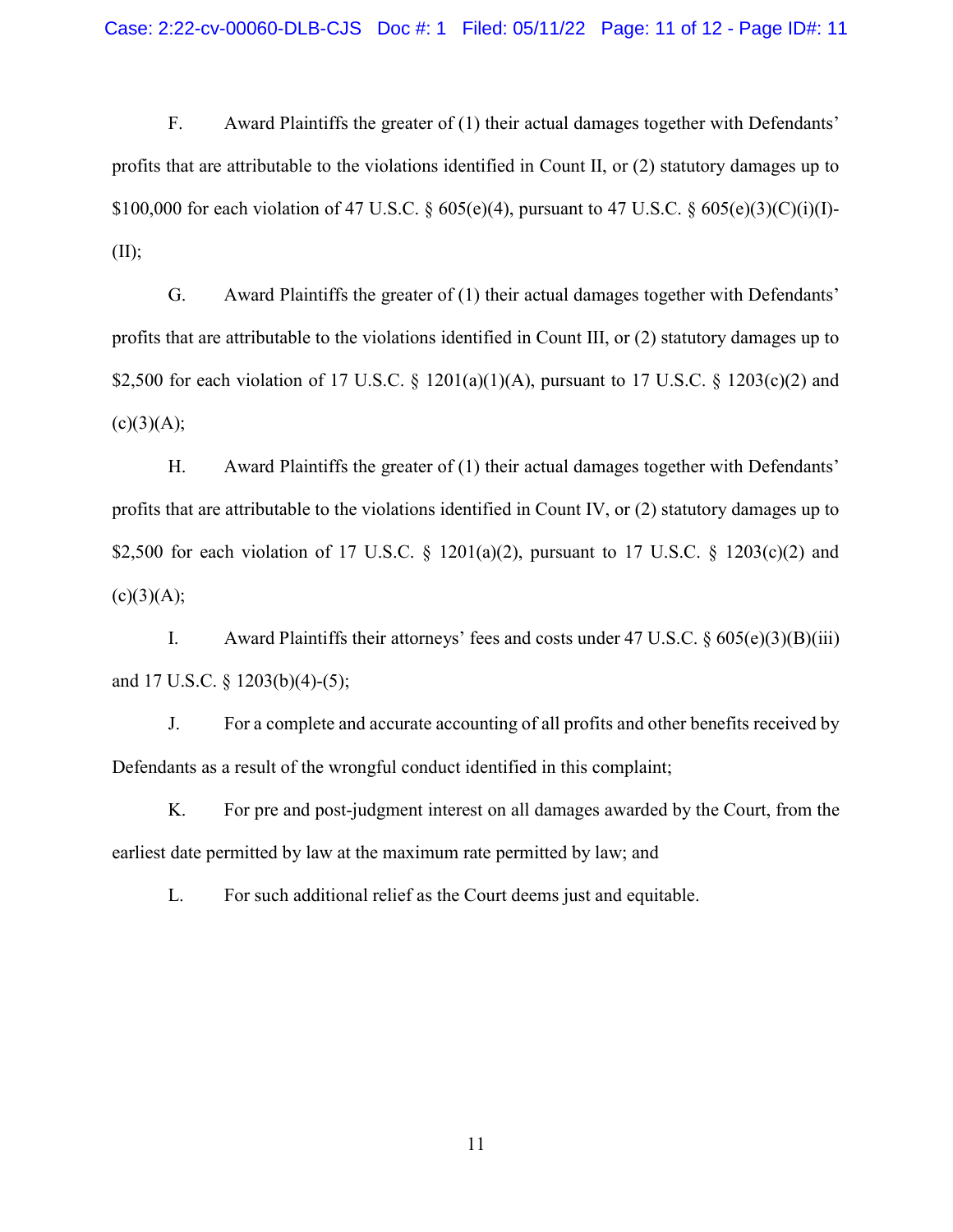F. Award Plaintiffs the greater of (1) their actual damages together with Defendants' profits that are attributable to the violations identified in Count II, or (2) statutory damages up to $100,000 for each violation of 47 U.S.C. § 605(e)(4), pursuant to 47 U.S.C. § 605(e)(3)(C)(i)(I)-(II);

G. Award Plaintiffs the greater of (1) their actual damages together with Defendants' profits that are attributable to the violations identified in Count III, or (2) statutory damages up to $2,500 for each violation of 17 U.S.C. § 1201(a)(1)(A), pursuant to 17 U.S.C. § 1203(c)(2) and (c)(3)(A);

H. Award Plaintiffs the greater of (1) their actual damages together with Defendants' profits that are attributable to the violations identified in Count IV, or (2) statutory damages up to $2,500 for each violation of 17 U.S.C. § 1201(a)(2), pursuant to 17 U.S.C. § 1203(c)(2) and (c)(3)(A);

I. Award Plaintiffs their attorneys' fees and costs under 47 U.S.C. § 605(e)(3)(B)(iii) and 17 U.S.C. § 1203(b)(4)-(5);

J. For a complete and accurate accounting of all profits and other benefits received by Defendants as a result of the wrongful conduct identified in this complaint;

K. For pre and post-judgment interest on all damages awarded by the Court, from the earliest date permitted by law at the maximum rate permitted by law; and

L. For such additional relief as the Court deems just and equitable.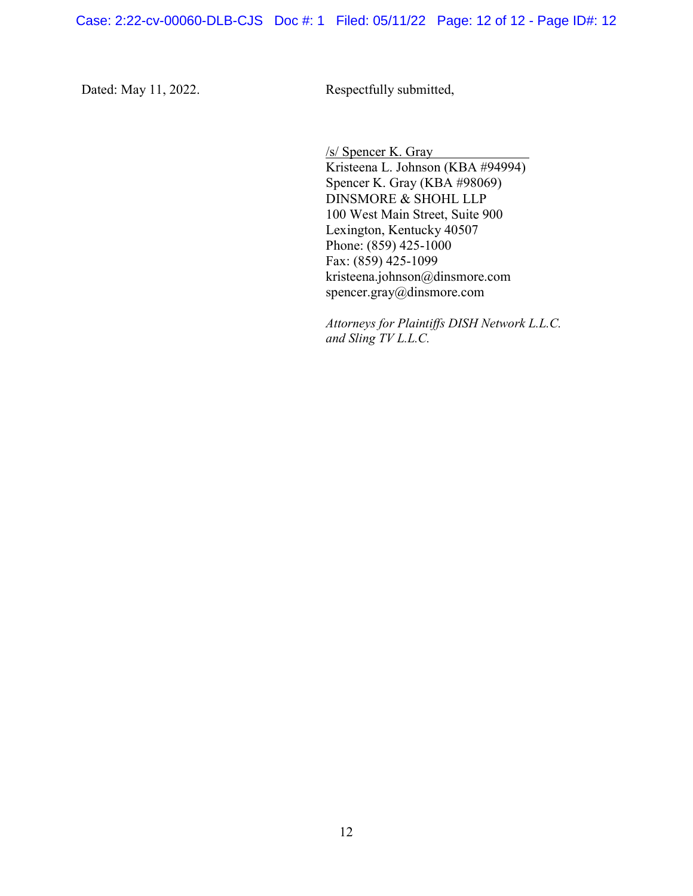Dated: May 11, 2022.

Respectfully submitted,

/s/ Spencer K. Gray
Kristeena L. Johnson (KBA #94994)
Spencer K. Gray (KBA #98069)
DINSMORE & SHOHL LLP
100 West Main Street, Suite 900
Lexington, Kentucky 40507
Phone: (859) 425-1000
Fax: (859) 425-1099
kristeena.johnson@dinsmore.com
spencer.gray@dinsmore.com

*Attorneys for Plaintiffs DISH Network L.L.C. and Sling TV L.L.C.*